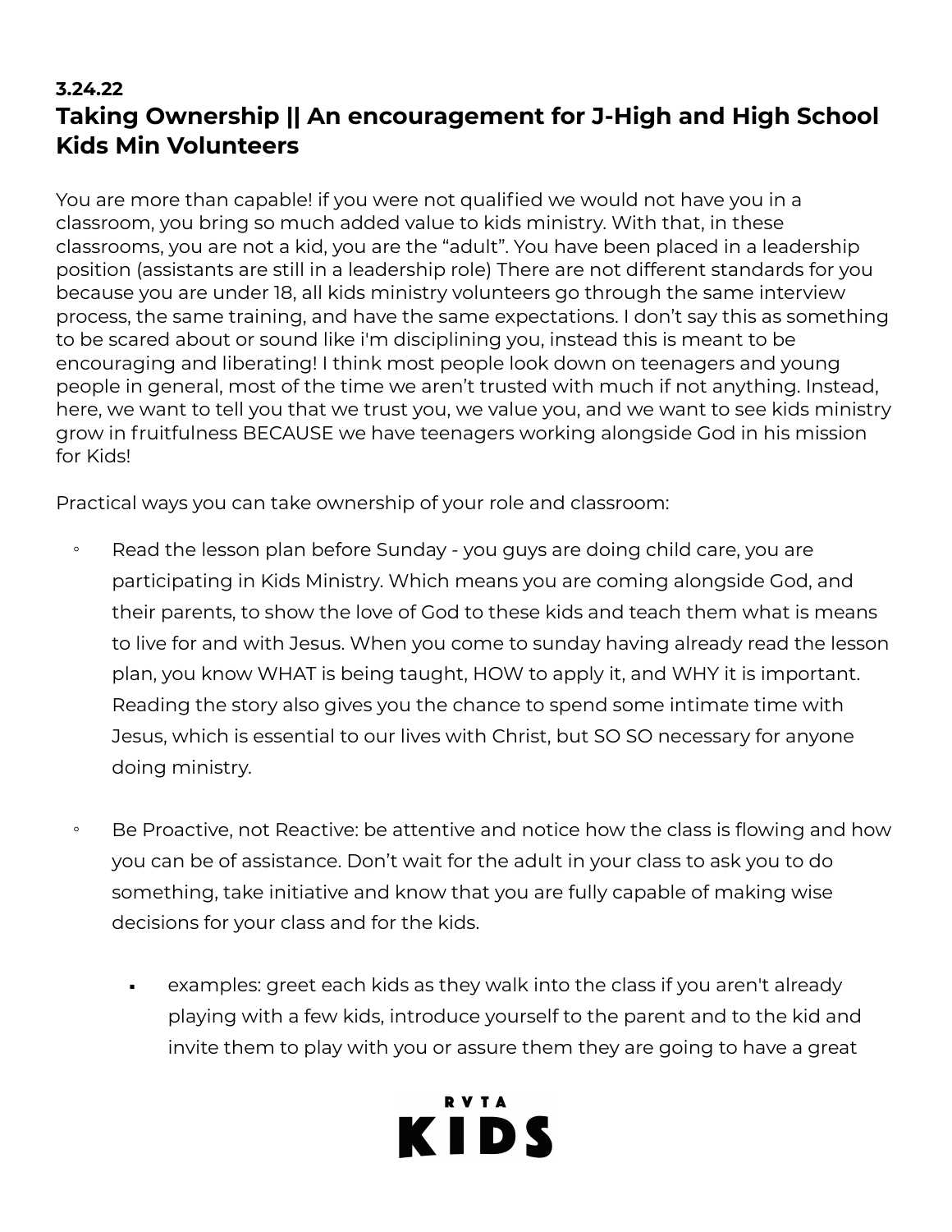**3.24.22**

## Taking Ownership || An encouragement for J-High and High School Kids Min Volunteers

You are more than capable! if you were not qualified we would not have you in a classroom, you bring so much added value to kids ministry. With that, in these classrooms, you are not a kid, you are the "adult". You have been placed in a leadership position (assistants are still in a leadership role) There are not different standards for you because you are under 18, all kids ministry volunteers go through the same interview process, the same training, and have the same expectations. I don't say this as something to be scared about or sound like i'm disciplining you, instead this is meant to be encouraging and liberating! I think most people look down on teenagers and young people in general, most of the time we aren't trusted with much if not anything. Instead, here, we want to tell you that we trust you, we value you, and we want to see kids ministry grow in fruitfulness BECAUSE we have teenagers working alongside God in his mission for Kids!

Practical ways you can take ownership of your role and classroom:

- Read the lesson plan before Sunday - you guys are doing child care, you are participating in Kids Ministry. Which means you are coming alongside God, and their parents, to show the love of God to these kids and teach them what is means to live for and with Jesus. When you come to sunday having already read the lesson plan, you know WHAT is being taught, HOW to apply it, and WHY it is important. Reading the story also gives you the chance to spend some intimate time with Jesus, which is essential to our lives with Christ, but SO SO necessary for anyone doing ministry.

- Be Proactive, not Reactive: be attentive and notice how the class is flowing and how you can be of assistance. Don't wait for the adult in your class to ask you to do something, take initiative and know that you are fully capable of making wise decisions for your class and for the kids.

  - examples: greet each kids as they walk into the class if you aren't already playing with a few kids, introduce yourself to the parent and to the kid and invite them to play with you or assure them they are going to have a great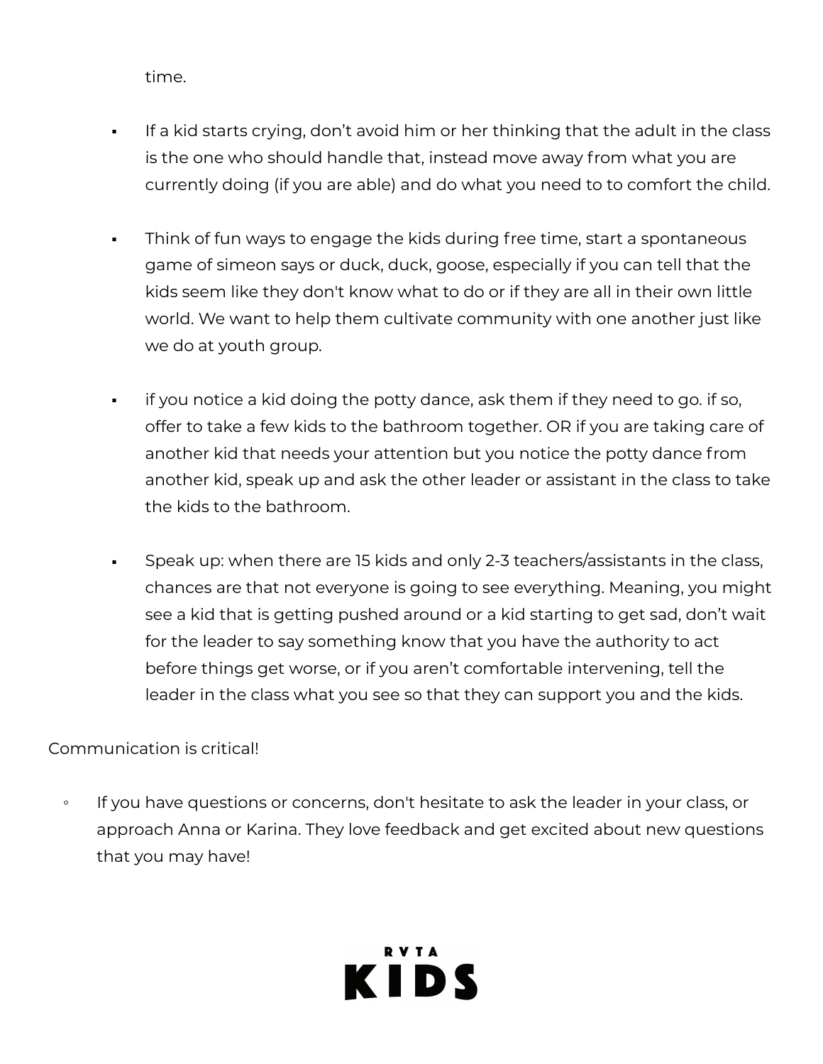time.

- If a kid starts crying, don't avoid him or her thinking that the adult in the class is the one who should handle that, instead move away from what you are currently doing (if you are able) and do what you need to to comfort the child.

- Think of fun ways to engage the kids during free time, start a spontaneous game of simeon says or duck, duck, goose, especially if you can tell that the kids seem like they don't know what to do or if they are all in their own little world. We want to help them cultivate community with one another just like we do at youth group.

- if you notice a kid doing the potty dance, ask them if they need to go. if so, offer to take a few kids to the bathroom together. OR if you are taking care of another kid that needs your attention but you notice the potty dance from another kid, speak up and ask the other leader or assistant in the class to take the kids to the bathroom.

- Speak up: when there are 15 kids and only 2-3 teachers/assistants in the class, chances are that not everyone is going to see everything. Meaning, you might see a kid that is getting pushed around or a kid starting to get sad, don't wait for the leader to say something know that you have the authority to act before things get worse, or if you aren't comfortable intervening, tell the leader in the class what you see so that they can support you and the kids.

Communication is critical!

- If you have questions or concerns, don't hesitate to ask the leader in your class, or approach Anna or Karina. They love feedback and get excited about new questions that you may have!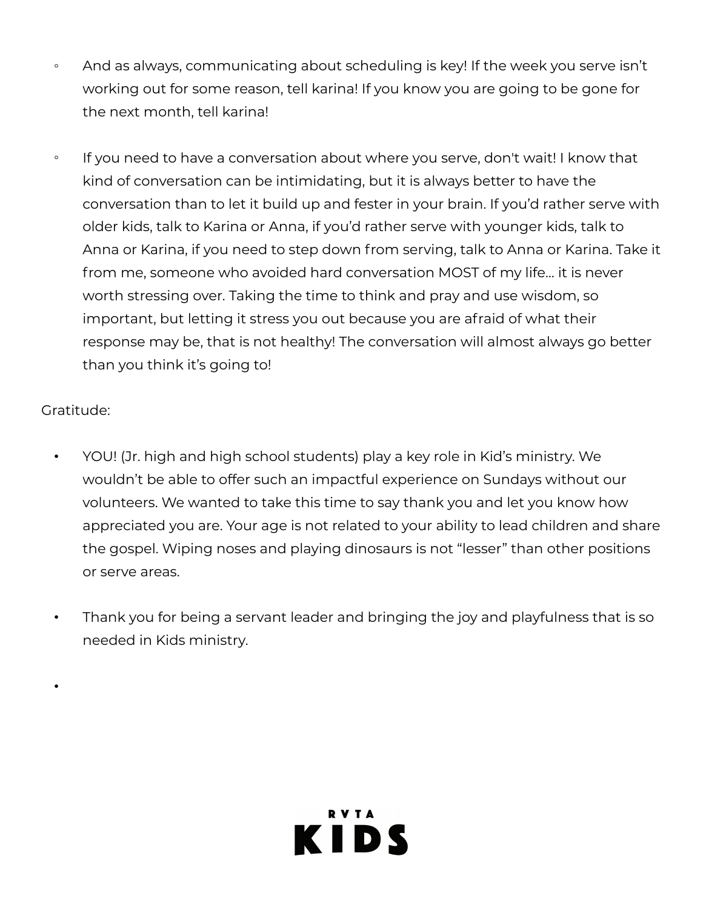- And as always, communicating about scheduling is key! If the week you serve isn't working out for some reason, tell karina! If you know you are going to be gone for the next month, tell karina!

- If you need to have a conversation about where you serve, don't wait! I know that kind of conversation can be intimidating, but it is always better to have the conversation than to let it build up and fester in your brain. If you'd rather serve with older kids, talk to Karina or Anna, if you'd rather serve with younger kids, talk to Anna or Karina, if you need to step down from serving, talk to Anna or Karina. Take it from me, someone who avoided hard conversation MOST of my life... it is never worth stressing over. Taking the time to think and pray and use wisdom, so important, but letting it stress you out because you are afraid of what their response may be, that is not healthy! The conversation will almost always go better than you think it's going to!

Gratitude:

- YOU! (Jr. high and high school students) play a key role in Kid's ministry. We wouldn't be able to offer such an impactful experience on Sundays without our volunteers. We wanted to take this time to say thank you and let you know how appreciated you are. Your age is not related to your ability to lead children and share the gospel. Wiping noses and playing dinosaurs is not "lesser" than other positions or serve areas.

- Thank you for being a servant leader and bringing the joy and playfulness that is so needed in Kids ministry.

-